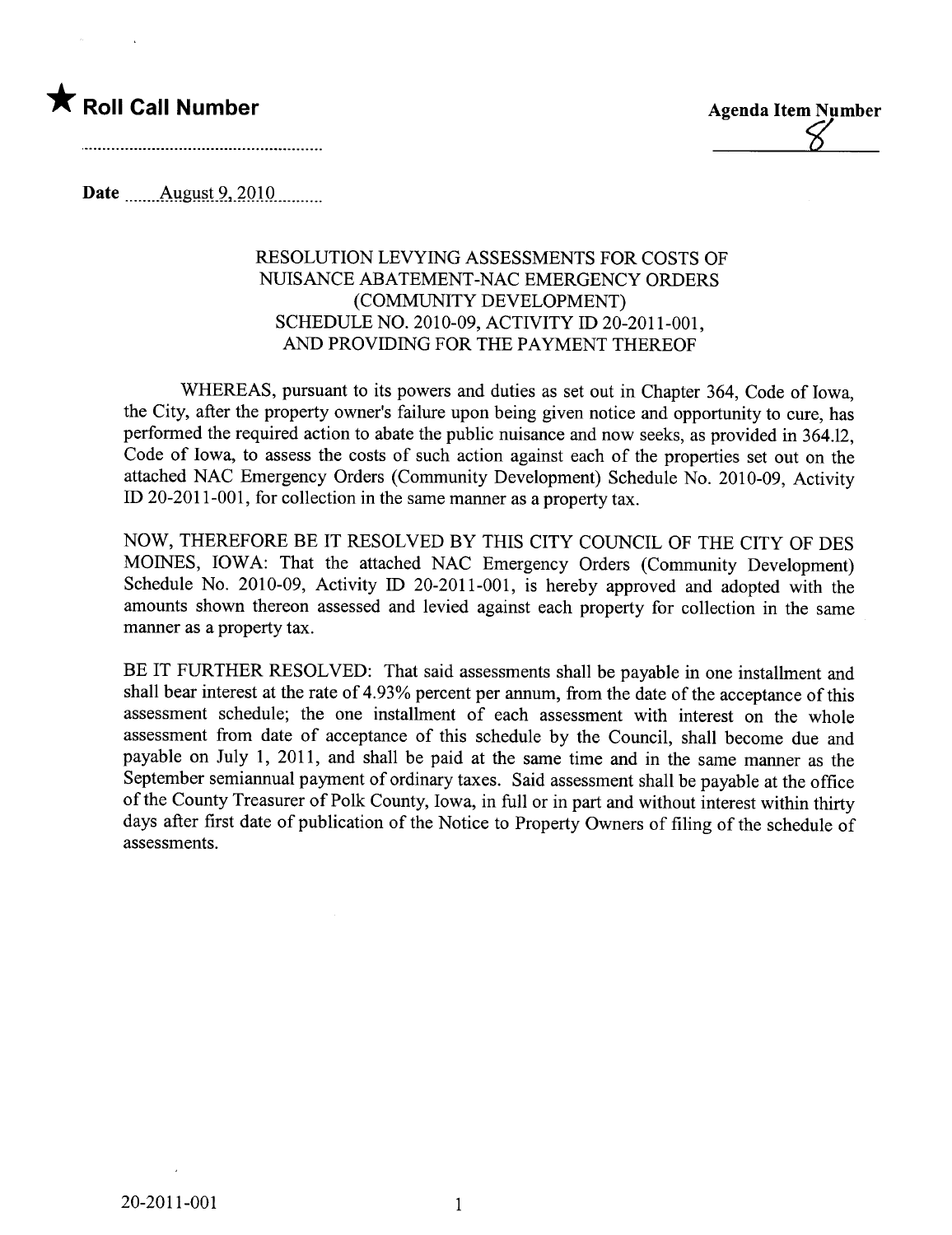★ **Roll Call Number**

**Agenda Item Number**

8

Date August 9, 2010

RESOLUTION LEVYING ASSESSMENTS FOR COSTS OF NUISANCE ABATEMENT-NAC EMERGENCY ORDERS (COMMUNITY DEVELOPMENT) SCHEDULE NO. 2010-09, ACTIVITY ID 20-2011-001, AND PROVIDING FOR THE PAYMENT THEREOF

WHEREAS, pursuant to its powers and duties as set out in Chapter 364, Code of Iowa, the City, after the property owner's failure upon being given notice and opportunity to cure, has performed the required action to abate the public nuisance and now seeks, as provided in 364.12, Code of Iowa, to assess the costs of such action against each of the properties set out on the attached NAC Emergency Orders (Community Development) Schedule No. 2010-09, Activity ID 20-2011-001, for collection in the same manner as a property tax.

NOW, THEREFORE BE IT RESOLVED BY THIS CITY COUNCIL OF THE CITY OF DES MOINES, IOWA: That the attached NAC Emergency Orders (Community Development) Schedule No. 2010-09, Activity ID 20-2011-001, is hereby approved and adopted with the amounts shown thereon assessed and levied against each property for collection in the same manner as a property tax.

BE IT FURTHER RESOLVED: That said assessments shall be payable in one installment and shall bear interest at the rate of 4.93% percent per annum, from the date of the acceptance of this assessment schedule; the one installment of each assessment with interest on the whole assessment from date of acceptance of this schedule by the Council, shall become due and payable on July 1, 2011, and shall be paid at the same time and in the same manner as the September semiannual payment of ordinary taxes. Said assessment shall be payable at the office of the County Treasurer of Polk County, Iowa, in full or in part and without interest within thirty days after first date of publication of the Notice to Property Owners of filing of the schedule of assessments.

20-2011-001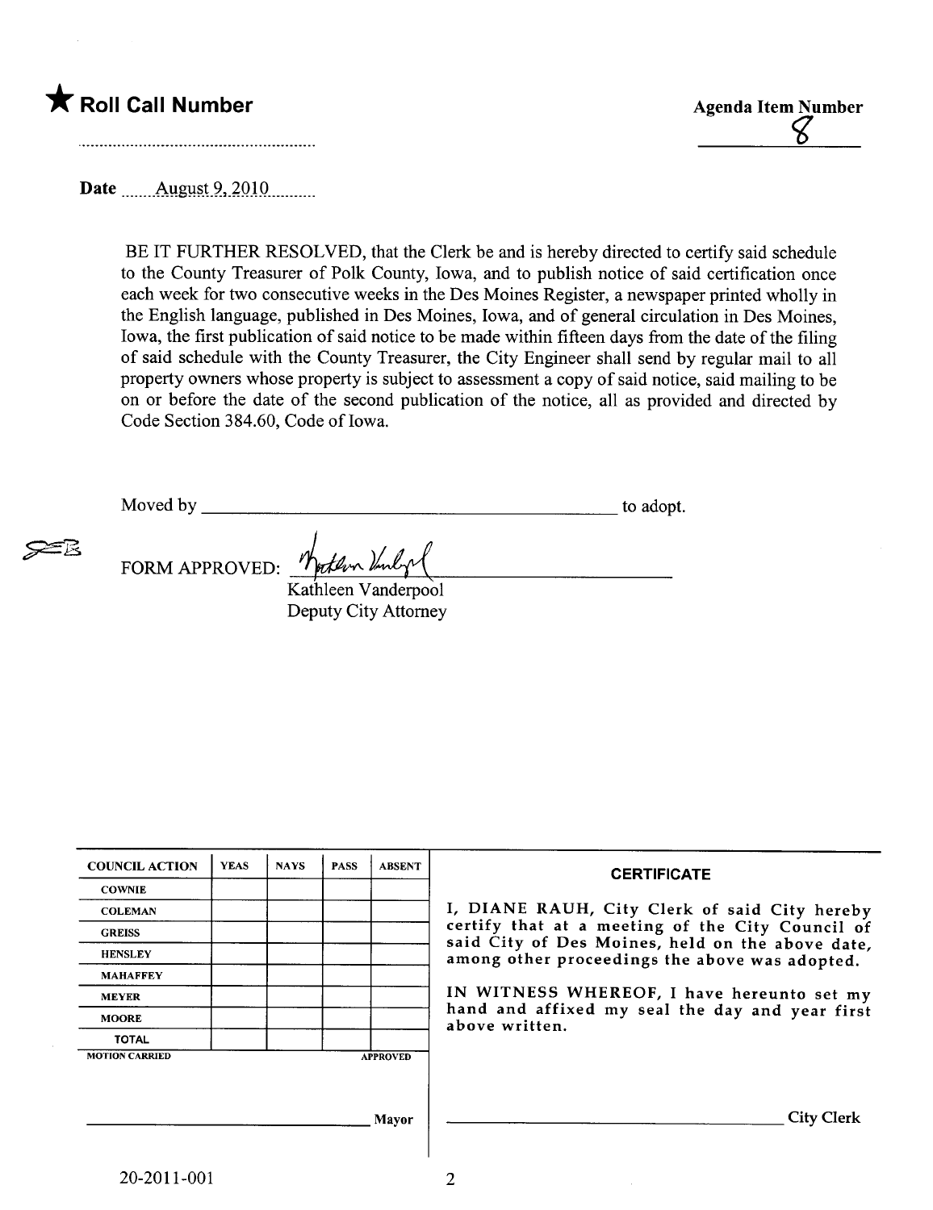★ **Roll Call Number**

**Agenda Item Number**
8

**Date** August 9, 2010

BE IT FURTHER RESOLVED, that the Clerk be and is hereby directed to certify said schedule to the County Treasurer of Polk County, Iowa, and to publish notice of said certification once each week for two consecutive weeks in the Des Moines Register, a newspaper printed wholly in the English language, published in Des Moines, Iowa, and of general circulation in Des Moines, Iowa, the first publication of said notice to be made within fifteen days from the date of the filing of said schedule with the County Treasurer, the City Engineer shall send by regular mail to all property owners whose property is subject to assessment a copy of said notice, said mailing to be on or before the date of the second publication of the notice, all as provided and directed by Code Section 384.60, Code of Iowa.

Moved by ____________________________________________ to adopt.

FORM APPROVED: Kathleen Vanderpool
Kathleen Vanderpool
Deputy City Attorney

| COUNCIL ACTION | YEAS | NAYS | PASS | ABSENT |
|---|---|---|---|---|
| COWNIE | | | | |
| COLEMAN | | | | |
| GREISS | | | | |
| HENSLEY | | | | |
| MAHAFFEY | | | | |
| MEYER | | | | |
| MOORE | | | | |
| TOTAL | | | | |

MOTION CARRIED APPROVED

______________________________ Mayor

**CERTIFICATE**

I, DIANE RAUH, City Clerk of said City hereby certify that at a meeting of the City Council of said City of Des Moines, held on the above date, among other proceedings the above was adopted.

IN WITNESS WHEREOF, I have hereunto set my hand and affixed my seal the day and year first above written.

______________________________ City Clerk

20-2011-001